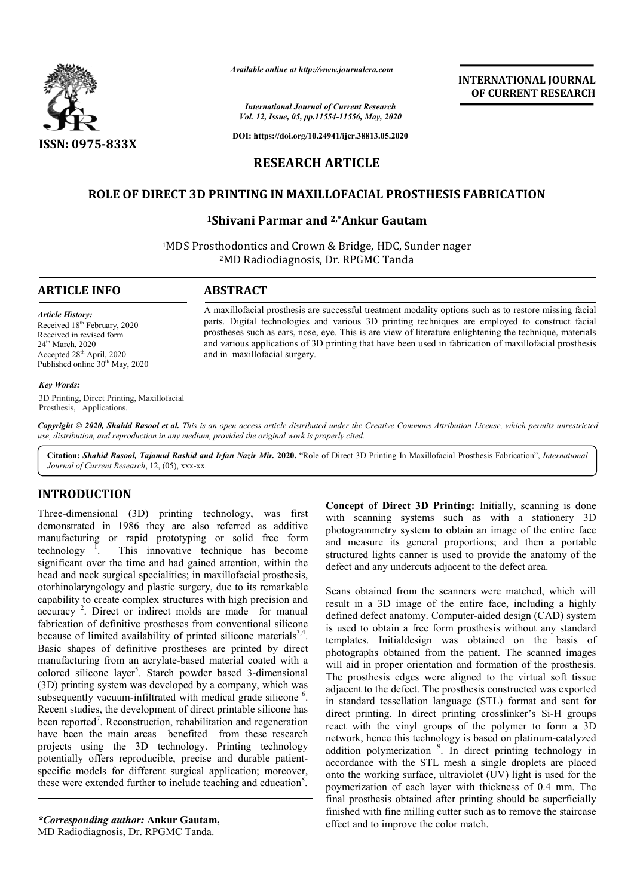ISSN: 0975-833X

*Available online at http://www.journalcra.com*

*International Journal of Current Research*
*Vol. 12, Issue, 05, pp.11554-11556, May, 2020*

**DOI: https://doi.org/10.24941/ijcr.38813.05.2020**

**INTERNATIONAL JOURNAL OF CURRENT RESEARCH**

# RESEARCH ARTICLE

# ROLE OF DIRECT 3D PRINTING IN MAXILLOFACIAL PROSTHESIS FABRICATION

**[1]Shivani Parmar and [2,*]Ankur Gautam**

[1]MDS Prosthodontics and Crown & Bridge, HDC, Sunder nager
[2]MD Radiodiagnosis, Dr. RPGMC Tanda

## ARTICLE INFO

*Article History:*
Received 18th February, 2020
Received in revised form
24th March, 2020
Accepted 28th April, 2020
Published online 30th May, 2020

*Key Words:*
3D Printing, Direct Printing, Maxillofacial Prosthesis, Applications.

## ABSTRACT

A maxillofacial prosthesis are successful treatment modality options such as to restore missing facial parts. Digital technologies and various 3D printing techniques are employed to construct facial prostheses such as ears, nose, eye. This is are view of literature enlightening the technique, materials and various applications of 3D printing that have been used in fabrication of maxillofacial prosthesis and in maxillofacial surgery.

*Copyright © 2020, Shahid Rasool et al. This is an open access article distributed under the Creative Commons Attribution License, which permits unrestricted use, distribution, and reproduction in any medium, provided the original work is properly cited.*

**Citation:** *Shahid Rasool, Tajamul Rashid and Irfan Nazir Mir.* **2020.** "Role of Direct 3D Printing In Maxillofacial Prosthesis Fabrication", *International Journal of Current Research*, 12, (05), xxx-xx.

## INTRODUCTION

Three-dimensional (3D) printing technology, was first demonstrated in 1986 they are also referred as additive manufacturing or rapid prototyping or solid free form technology [1]. This innovative technique has become significant over the time and had gained attention, within the head and neck surgical specialities; in maxillofacial prosthesis, otorhinolaryngology and plastic surgery, due to its remarkable capability to create complex structures with high precision and accuracy [2]. Direct or indirect molds are made for manual fabrication of definitive prostheses from conventional silicone because of limited availability of printed silicone materials[3,4]. Basic shapes of definitive prostheses are printed by direct manufacturing from an acrylate-based material coated with a colored silicone layer[5]. Starch powder based 3-dimensional (3D) printing system was developed by a company, which was subsequently vacuum-infiltrated with medical grade silicone [6]. Recent studies, the development of direct printable silicone has been reported[7]. Reconstruction, rehabilitation and regeneration have been the main areas benefited from these research projects using the 3D technology. Printing technology potentially offers reproducible, precise and durable patient-specific models for different surgical application; moreover, these were extended further to include teaching and education[8].

**Concept of Direct 3D Printing:** Initially, scanning is done with scanning systems such as with a stationery 3D photogrammetry system to obtain an image of the entire face and measure its general proportions; and then a portable structured lights canner is used to provide the anatomy of the defect and any undercuts adjacent to the defect area.

Scans obtained from the scanners were matched, which will result in a 3D image of the entire face, including a highly defined defect anatomy. Computer-aided design (CAD) system is used to obtain a free form prosthesis without any standard templates. Initialdesign was obtained on the basis of photographs obtained from the patient. The scanned images will aid in proper orientation and formation of the prosthesis. The prosthesis edges were aligned to the virtual soft tissue adjacent to the defect. The prosthesis constructed was exported in standard tessellation language (STL) format and sent for direct printing. In direct printing crosslinker's Si-H groups react with the vinyl groups of the polymer to form a 3D network, hence this technology is based on platinum-catalyzed addition polymerization [9]. In direct printing technology in accordance with the STL mesh a single droplets are placed onto the working surface, ultraviolet (UV) light is used for the poymerization of each layer with thickness of 0.4 mm. The final prosthesis obtained after printing should be superficially finished with fine milling cutter such as to remove the staircase effect and to improve the color match.

*\*Corresponding author:* **Ankur Gautam,**
MD Radiodiagnosis, Dr. RPGMC Tanda.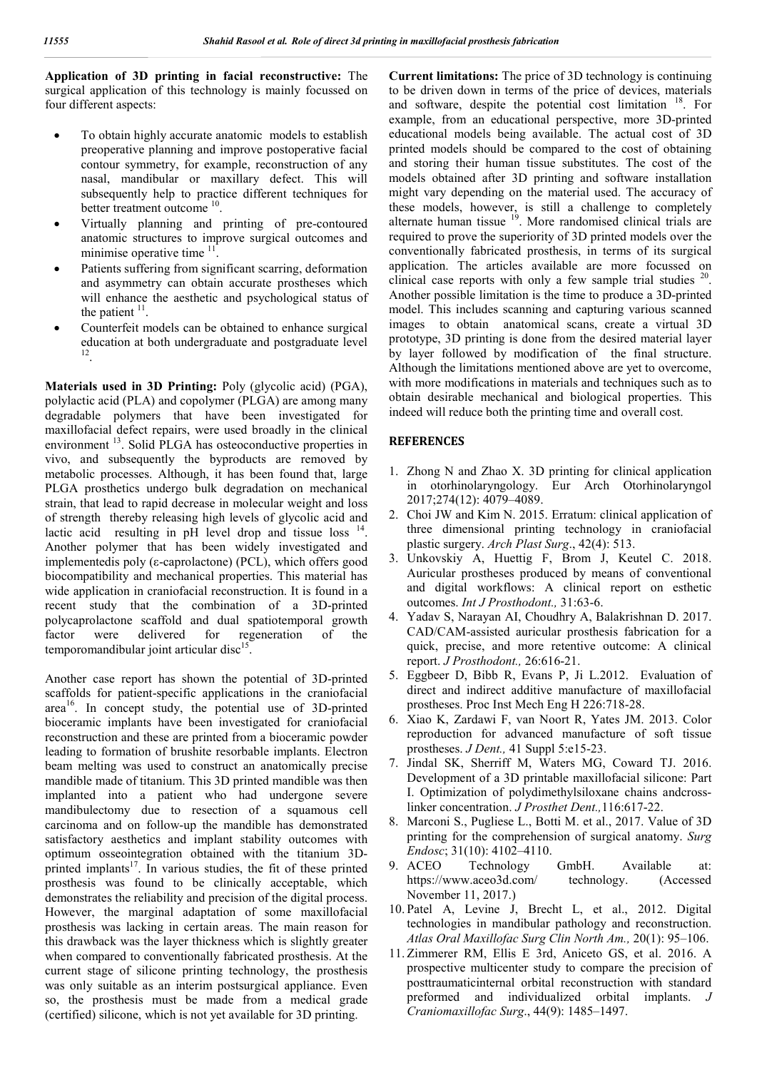**Application of 3D printing in facial reconstructive:** The surgical application of this technology is mainly focussed on four different aspects:

- To obtain highly accurate anatomic models to establish preoperative planning and improve postoperative facial contour symmetry, for example, reconstruction of any nasal, mandibular or maxillary defect. This will subsequently help to practice different techniques for better treatment outcome [10].
- Virtually planning and printing of pre-contoured anatomic structures to improve surgical outcomes and minimise operative time [11].
- Patients suffering from significant scarring, deformation and asymmetry can obtain accurate prostheses which will enhance the aesthetic and psychological status of the patient [11].
- Counterfeit models can be obtained to enhance surgical education at both undergraduate and postgraduate level [12].

**Materials used in 3D Printing:** Poly (glycolic acid) (PGA), polylactic acid (PLA) and copolymer (PLGA) are among many degradable polymers that have been investigated for maxillofacial defect repairs, were used broadly in the clinical environment [13]. Solid PLGA has osteoconductive properties in vivo, and subsequently the byproducts are removed by metabolic processes. Although, it has been found that, large PLGA prosthetics undergo bulk degradation on mechanical strain, that lead to rapid decrease in molecular weight and loss of strength thereby releasing high levels of glycolic acid and lactic acid resulting in pH level drop and tissue loss [14]. Another polymer that has been widely investigated and implementedis poly (ε-caprolactone) (PCL), which offers good biocompatibility and mechanical properties. This material has wide application in craniofacial reconstruction. It is found in a recent study that the combination of a 3D-printed polycaprolactone scaffold and dual spatiotemporal growth factor were delivered for regeneration of the temporomandibular joint articular disc[15].

Another case report has shown the potential of 3D-printed scaffolds for patient-specific applications in the craniofacial area[16]. In concept study, the potential use of 3D-printed bioceramic implants have been investigated for craniofacial reconstruction and these are printed from a bioceramic powder leading to formation of brushite resorbable implants. Electron beam melting was used to construct an anatomically precise mandible made of titanium. This 3D printed mandible was then implanted into a patient who had undergone severe mandibulectomy due to resection of a squamous cell carcinoma and on follow-up the mandible has demonstrated satisfactory aesthetics and implant stability outcomes with optimum osseointegration obtained with the titanium 3D-printed implants[17]. In various studies, the fit of these printed prosthesis was found to be clinically acceptable, which demonstrates the reliability and precision of the digital process. However, the marginal adaptation of some maxillofacial prosthesis was lacking in certain areas. The main reason for this drawback was the layer thickness which is slightly greater when compared to conventionally fabricated prosthesis. At the current stage of silicone printing technology, the prosthesis was only suitable as an interim postsurgical appliance. Even so, the prosthesis must be made from a medical grade (certified) silicone, which is not yet available for 3D printing.

**Current limitations:** The price of 3D technology is continuing to be driven down in terms of the price of devices, materials and software, despite the potential cost limitation [18]. For example, from an educational perspective, more 3D-printed educational models being available. The actual cost of 3D printed models should be compared to the cost of obtaining and storing their human tissue substitutes. The cost of the models obtained after 3D printing and software installation might vary depending on the material used. The accuracy of these models, however, is still a challenge to completely alternate human tissue [19]. More randomised clinical trials are required to prove the superiority of 3D printed models over the conventionally fabricated prosthesis, in terms of its surgical application. The articles available are more focussed on clinical case reports with only a few sample trial studies [20]. Another possible limitation is the time to produce a 3D-printed model. This includes scanning and capturing various scanned images to obtain anatomical scans, create a virtual 3D prototype, 3D printing is done from the desired material layer by layer followed by modification of the final structure. Although the limitations mentioned above are yet to overcome, with more modifications in materials and techniques such as to obtain desirable mechanical and biological properties. This indeed will reduce both the printing time and overall cost.

## REFERENCES

1. Zhong N and Zhao X. 3D printing for clinical application in otorhinolaryngology. Eur Arch Otorhinolaryngol 2017;274(12): 4079–4089.
2. Choi JW and Kim N. 2015. Erratum: clinical application of three dimensional printing technology in craniofacial plastic surgery. *Arch Plast Surg*., 42(4): 513.
3. Unkovskiy A, Huettig F, Brom J, Keutel C. 2018. Auricular prostheses produced by means of conventional and digital workflows: A clinical report on esthetic outcomes. *Int J Prosthodont.,* 31:63-6.
4. Yadav S, Narayan AI, Choudhry A, Balakrishnan D. 2017. CAD/CAM-assisted auricular prosthesis fabrication for a quick, precise, and more retentive outcome: A clinical report. *J Prosthodont.,* 26:616-21.
5. Eggbeer D, Bibb R, Evans P, Ji L.2012. Evaluation of direct and indirect additive manufacture of maxillofacial prostheses. Proc Inst Mech Eng H 226:718-28.
6. Xiao K, Zardawi F, van Noort R, Yates JM. 2013. Color reproduction for advanced manufacture of soft tissue prostheses. *J Dent.,* 41 Suppl 5:e15-23.
7. Jindal SK, Sherriff M, Waters MG, Coward TJ. 2016. Development of a 3D printable maxillofacial silicone: Part I. Optimization of polydimethylsiloxane chains andcross-linker concentration. *J Prosthet Dent.,*116:617-22.
8. Marconi S., Pugliese L., Botti M. et al., 2017. Value of 3D printing for the comprehension of surgical anatomy. *Surg Endosc*; 31(10): 4102–4110.
9. ACEO Technology GmbH. Available at: https://www.aceo3d.com/ technology. (Accessed November 11, 2017.)
10. Patel A, Levine J, Brecht L, et al., 2012. Digital technologies in mandibular pathology and reconstruction. *Atlas Oral Maxillofac Surg Clin North Am.,* 20(1): 95–106.
11. Zimmerer RM, Ellis E 3rd, Aniceto GS, et al. 2016. A prospective multicenter study to compare the precision of posttraumaticinternal orbital reconstruction with standard preformed and individualized orbital implants. *J Craniomaxillofac Surg*., 44(9): 1485–1497.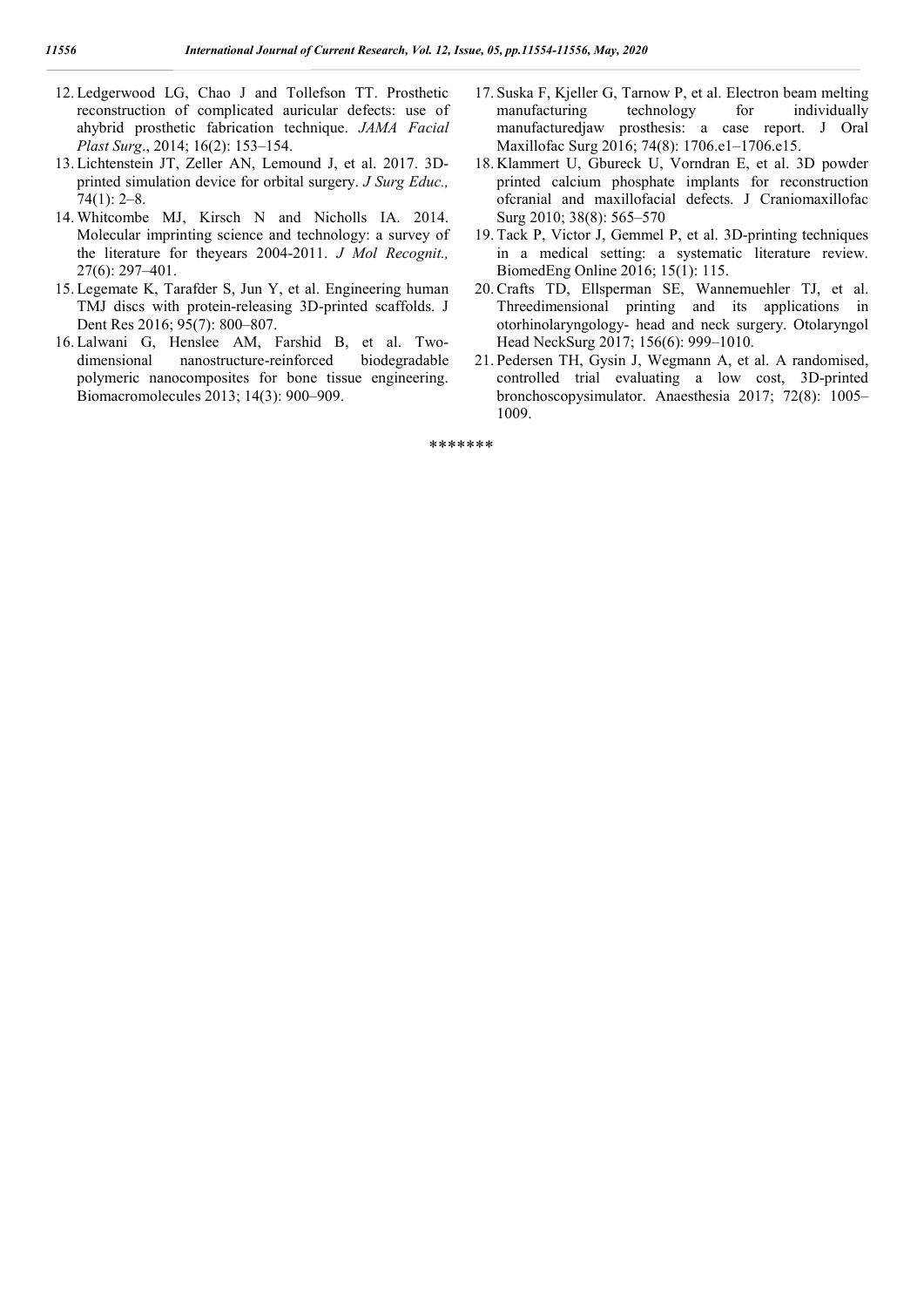12. Ledgerwood LG, Chao J and Tollefson TT. Prosthetic reconstruction of complicated auricular defects: use of ahybrid prosthetic fabrication technique. *JAMA Facial Plast Surg*., 2014; 16(2): 153–154.
13. Lichtenstein JT, Zeller AN, Lemound J, et al. 2017. 3D-printed simulation device for orbital surgery. *J Surg Educ.,* 74(1): 2–8.
14. Whitcombe MJ, Kirsch N and Nicholls IA. 2014. Molecular imprinting science and technology: a survey of the literature for theyears 2004-2011. *J Mol Recognit.,* 27(6): 297–401.
15. Legemate K, Tarafder S, Jun Y, et al. Engineering human TMJ discs with protein-releasing 3D-printed scaffolds. J Dent Res 2016; 95(7): 800–807.
16. Lalwani G, Henslee AM, Farshid B, et al. Two-dimensional nanostructure-reinforced biodegradable polymeric nanocomposites for bone tissue engineering. Biomacromolecules 2013; 14(3): 900–909.
17. Suska F, Kjeller G, Tarnow P, et al. Electron beam melting manufacturing technology for individually manufacturedjaw prosthesis: a case report. J Oral Maxillofac Surg 2016; 74(8): 1706.e1–1706.e15.
18. Klammert U, Gbureck U, Vorndran E, et al. 3D powder printed calcium phosphate implants for reconstruction ofcranial and maxillofacial defects. J Craniomaxillofac Surg 2010; 38(8): 565–570
19. Tack P, Victor J, Gemmel P, et al. 3D-printing techniques in a medical setting: a systematic literature review. BiomedEng Online 2016; 15(1): 115.
20. Crafts TD, Ellsperman SE, Wannemuehler TJ, et al. Threedimensional printing and its applications in otorhinolaryngology- head and neck surgery. Otolaryngol Head NeckSurg 2017; 156(6): 999–1010.
21. Pedersen TH, Gysin J, Wegmann A, et al. A randomised, controlled trial evaluating a low cost, 3D-printed bronchoscopysimulator. Anaesthesia 2017; 72(8): 1005–1009.

*******